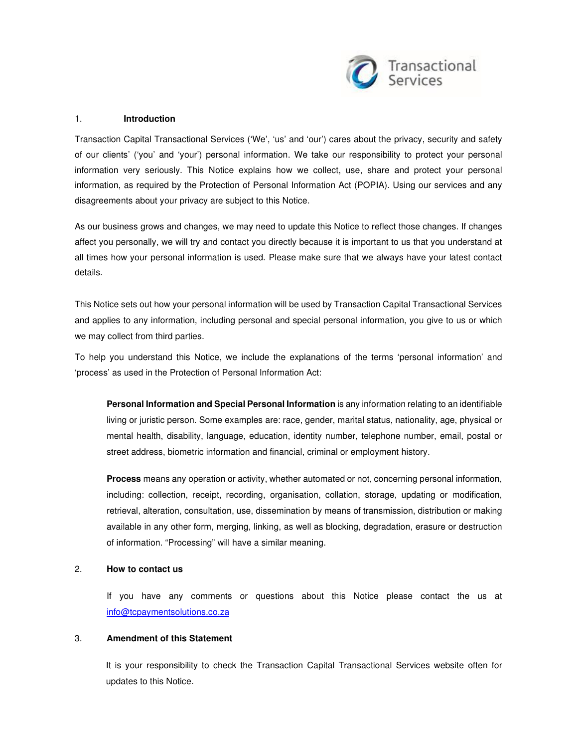## 1. Introduction

Transaction Capital Transactional Services ('We', 'us' and 'our') cares about the privacy, security and safety of our clients' ('you' and 'your') personal information. We take our responsibility to protect your personal information very seriously. This Notice explains how we collect, use, share and protect your personal information, as required by the Protection of Personal Information Act (POPIA). Using our services and any disagreements about your privacy are subject to this Notice.

As our business grows and changes, we may need to update this Notice to reflect those changes. If changes affect you personally, we will try and contact you directly because it is important to us that you understand at all times how your personal information is used. Please make sure that we always have your latest contact details.

This Notice sets out how your personal information will be used by Transaction Capital Transactional Services and applies to any information, including personal and special personal information, you give to us or which we may collect from third parties.

To help you understand this Notice, we include the explanations of the terms 'personal information' and 'process' as used in the Protection of Personal Information Act:

> **Personal Information and Special Personal Information** is any information relating to an identifiable living or juristic person. Some examples are: race, gender, marital status, nationality, age, physical or mental health, disability, language, education, identity number, telephone number, email, postal or street address, biometric information and financial, criminal or employment history.
>
> **Process** means any operation or activity, whether automated or not, concerning personal information, including: collection, receipt, recording, organisation, collation, storage, updating or modification, retrieval, alteration, consultation, use, dissemination by means of transmission, distribution or making available in any other form, merging, linking, as well as blocking, degradation, erasure or destruction of information. "Processing" will have a similar meaning.

## 2. How to contact us

If you have any comments or questions about this Notice please contact the us at info@tcpaymentsolutions.co.za

## 3. Amendment of this Statement

It is your responsibility to check the Transaction Capital Transactional Services website often for updates to this Notice.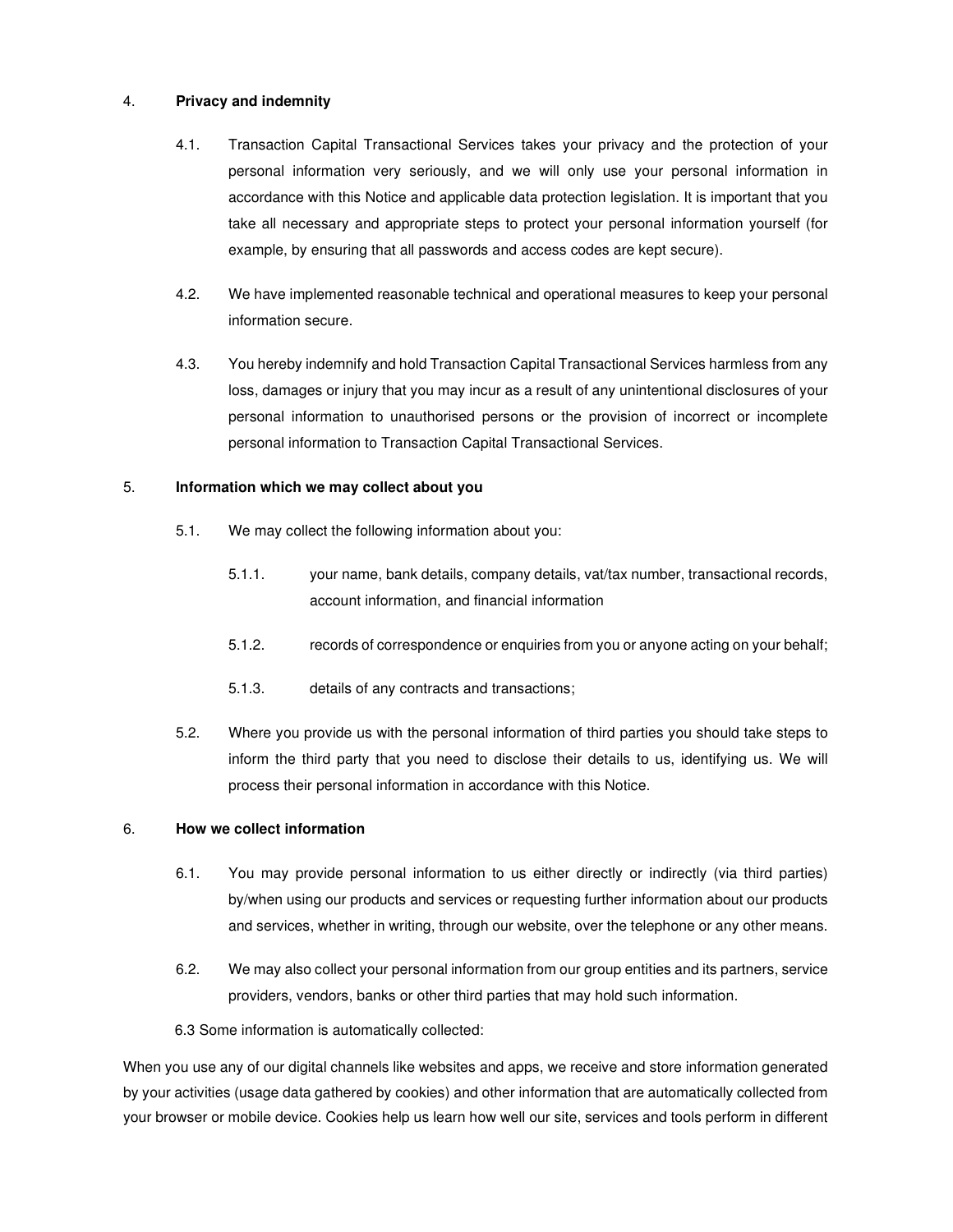## 4. Privacy and indemnity

4.1. Transaction Capital Transactional Services takes your privacy and the protection of your personal information very seriously, and we will only use your personal information in accordance with this Notice and applicable data protection legislation. It is important that you take all necessary and appropriate steps to protect your personal information yourself (for example, by ensuring that all passwords and access codes are kept secure).

4.2. We have implemented reasonable technical and operational measures to keep your personal information secure.

4.3. You hereby indemnify and hold Transaction Capital Transactional Services harmless from any loss, damages or injury that you may incur as a result of any unintentional disclosures of your personal information to unauthorised persons or the provision of incorrect or incomplete personal information to Transaction Capital Transactional Services.

## 5. Information which we may collect about you

5.1. We may collect the following information about you:

5.1.1. your name, bank details, company details, vat/tax number, transactional records, account information, and financial information

5.1.2. records of correspondence or enquiries from you or anyone acting on your behalf;

5.1.3. details of any contracts and transactions;

5.2. Where you provide us with the personal information of third parties you should take steps to inform the third party that you need to disclose their details to us, identifying us. We will process their personal information in accordance with this Notice.

## 6. How we collect information

6.1. You may provide personal information to us either directly or indirectly (via third parties) by/when using our products and services or requesting further information about our products and services, whether in writing, through our website, over the telephone or any other means.

6.2. We may also collect your personal information from our group entities and its partners, service providers, vendors, banks or other third parties that may hold such information.

6.3 Some information is automatically collected:

When you use any of our digital channels like websites and apps, we receive and store information generated by your activities (usage data gathered by cookies) and other information that are automatically collected from your browser or mobile device. Cookies help us learn how well our site, services and tools perform in different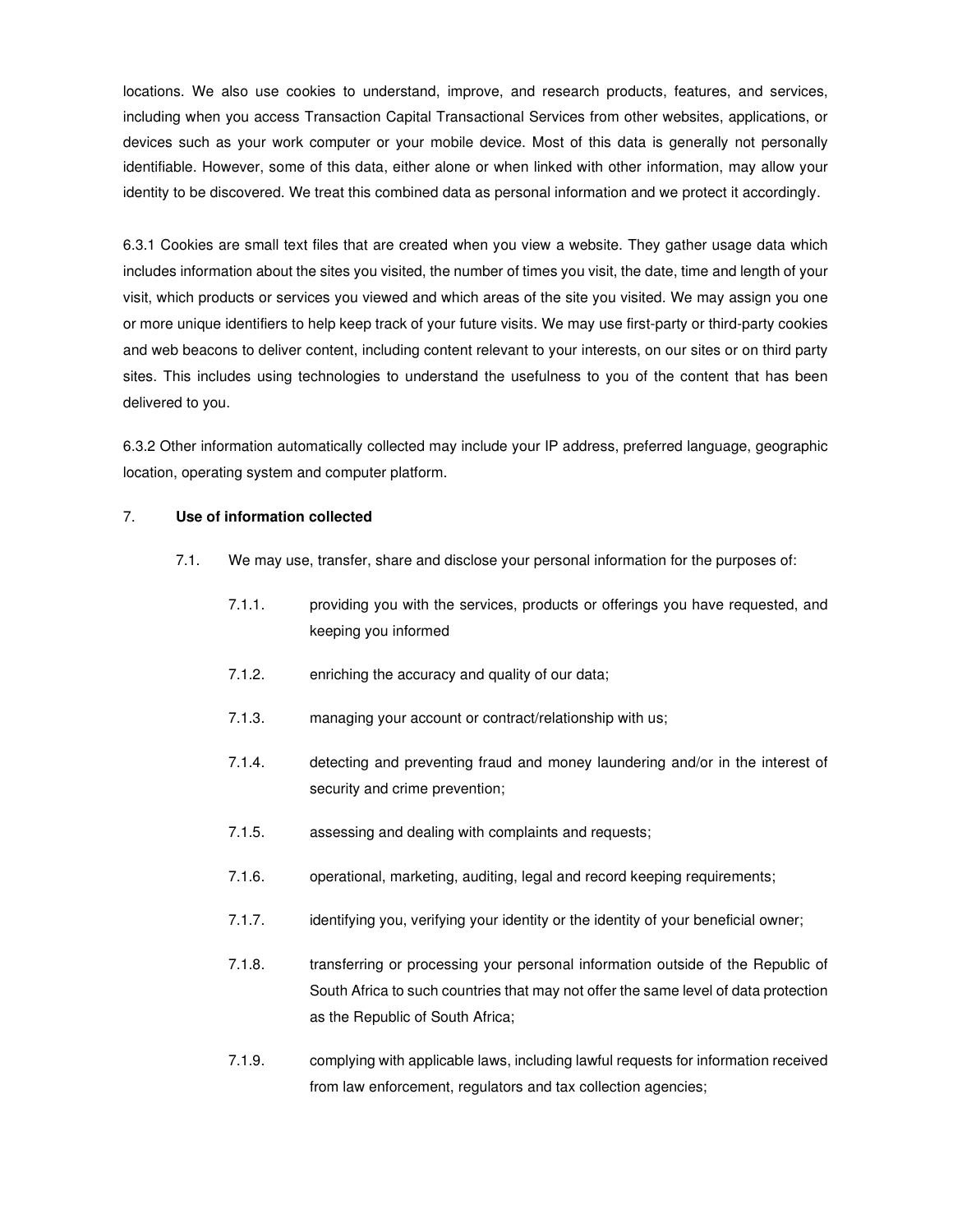locations. We also use cookies to understand, improve, and research products, features, and services, including when you access Transaction Capital Transactional Services from other websites, applications, or devices such as your work computer or your mobile device. Most of this data is generally not personally identifiable. However, some of this data, either alone or when linked with other information, may allow your identity to be discovered. We treat this combined data as personal information and we protect it accordingly.

6.3.1 Cookies are small text files that are created when you view a website. They gather usage data which includes information about the sites you visited, the number of times you visit, the date, time and length of your visit, which products or services you viewed and which areas of the site you visited. We may assign you one or more unique identifiers to help keep track of your future visits. We may use first-party or third-party cookies and web beacons to deliver content, including content relevant to your interests, on our sites or on third party sites. This includes using technologies to understand the usefulness to you of the content that has been delivered to you.

6.3.2 Other information automatically collected may include your IP address, preferred language, geographic location, operating system and computer platform.

7. **Use of information collected**

7.1. We may use, transfer, share and disclose your personal information for the purposes of:

7.1.1. providing you with the services, products or offerings you have requested, and keeping you informed

7.1.2. enriching the accuracy and quality of our data;

7.1.3. managing your account or contract/relationship with us;

7.1.4. detecting and preventing fraud and money laundering and/or in the interest of security and crime prevention;

7.1.5. assessing and dealing with complaints and requests;

7.1.6. operational, marketing, auditing, legal and record keeping requirements;

7.1.7. identifying you, verifying your identity or the identity of your beneficial owner;

7.1.8. transferring or processing your personal information outside of the Republic of South Africa to such countries that may not offer the same level of data protection as the Republic of South Africa;

7.1.9. complying with applicable laws, including lawful requests for information received from law enforcement, regulators and tax collection agencies;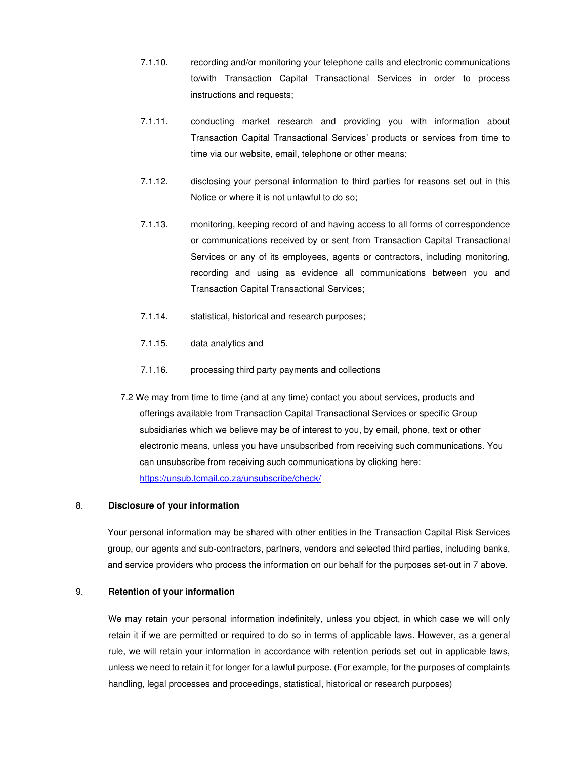7.1.10. recording and/or monitoring your telephone calls and electronic communications to/with Transaction Capital Transactional Services in order to process instructions and requests;

7.1.11. conducting market research and providing you with information about Transaction Capital Transactional Services' products or services from time to time via our website, email, telephone or other means;

7.1.12. disclosing your personal information to third parties for reasons set out in this Notice or where it is not unlawful to do so;

7.1.13. monitoring, keeping record of and having access to all forms of correspondence or communications received by or sent from Transaction Capital Transactional Services or any of its employees, agents or contractors, including monitoring, recording and using as evidence all communications between you and Transaction Capital Transactional Services;

7.1.14. statistical, historical and research purposes;

7.1.15. data analytics and

7.1.16. processing third party payments and collections

7.2 We may from time to time (and at any time) contact you about services, products and offerings available from Transaction Capital Transactional Services or specific Group subsidiaries which we believe may be of interest to you, by email, phone, text or other electronic means, unless you have unsubscribed from receiving such communications. You can unsubscribe from receiving such communications by clicking here: [https://unsub.tcmail.co.za/unsubscribe/check/](https://unsub.tcmail.co.za/unsubscribe/check/)

## 8. Disclosure of your information

Your personal information may be shared with other entities in the Transaction Capital Risk Services group, our agents and sub-contractors, partners, vendors and selected third parties, including banks, and service providers who process the information on our behalf for the purposes set-out in 7 above.

## 9. Retention of your information

We may retain your personal information indefinitely, unless you object, in which case we will only retain it if we are permitted or required to do so in terms of applicable laws. However, as a general rule, we will retain your information in accordance with retention periods set out in applicable laws, unless we need to retain it for longer for a lawful purpose. (For example, for the purposes of complaints handling, legal processes and proceedings, statistical, historical or research purposes)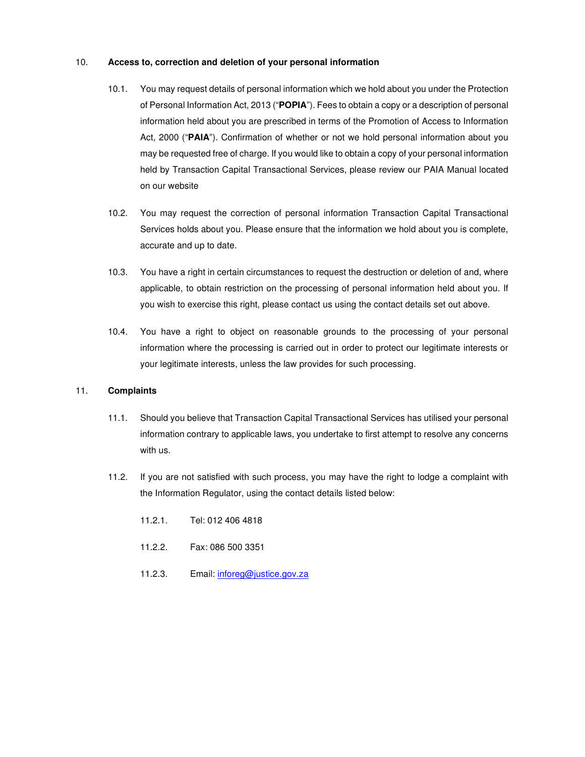## 10. Access to, correction and deletion of your personal information

10.1. You may request details of personal information which we hold about you under the Protection of Personal Information Act, 2013 ("**POPIA**"). Fees to obtain a copy or a description of personal information held about you are prescribed in terms of the Promotion of Access to Information Act, 2000 ("**PAIA**"). Confirmation of whether or not we hold personal information about you may be requested free of charge. If you would like to obtain a copy of your personal information held by Transaction Capital Transactional Services, please review our PAIA Manual located on our website

10.2. You may request the correction of personal information Transaction Capital Transactional Services holds about you. Please ensure that the information we hold about you is complete, accurate and up to date.

10.3. You have a right in certain circumstances to request the destruction or deletion of and, where applicable, to obtain restriction on the processing of personal information held about you. If you wish to exercise this right, please contact us using the contact details set out above.

10.4. You have a right to object on reasonable grounds to the processing of your personal information where the processing is carried out in order to protect our legitimate interests or your legitimate interests, unless the law provides for such processing.

## 11. Complaints

11.1. Should you believe that Transaction Capital Transactional Services has utilised your personal information contrary to applicable laws, you undertake to first attempt to resolve any concerns with us.

11.2. If you are not satisfied with such process, you may have the right to lodge a complaint with the Information Regulator, using the contact details listed below:

11.2.1. Tel: 012 406 4818

11.2.2. Fax: 086 500 3351

11.2.3. Email: inforeg@justice.gov.za